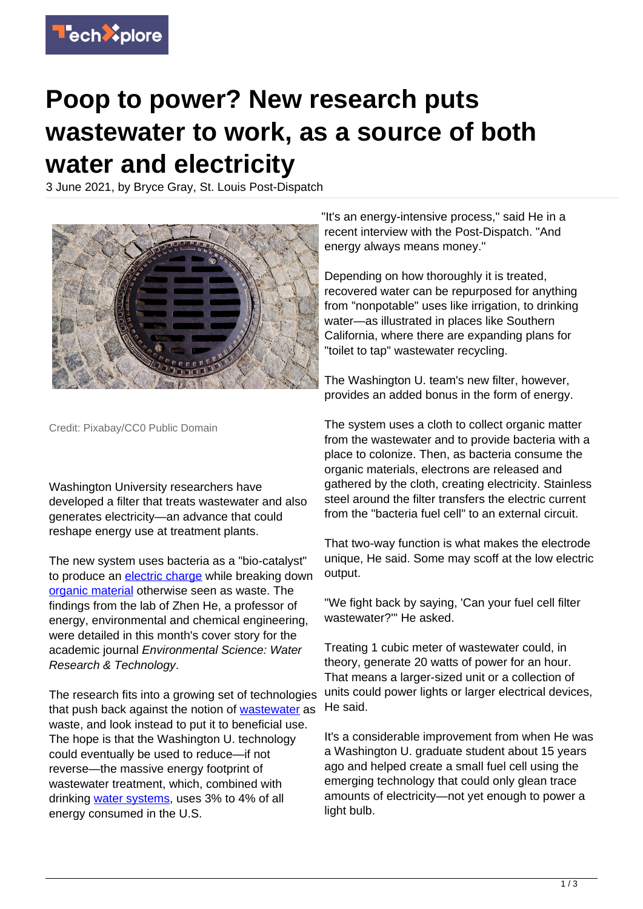# Poop to power? New research puts wastewater to work, as a source of both water and electricity

3 June 2021, by Bryce Gray, St. Louis Post-Dispatch

Credit: Pixabay/CC0 Public Domain

Washington University researchers have developed a filter that treats wastewater and also generates electricity—an advance that could reshape energy use at treatment plants.

The new system uses bacteria as a "bio-catalyst" to produce an electric charge while breaking down organic material otherwise seen as waste. The findings from the lab of Zhen He, a professor of energy, environmental and chemical engineering, were detailed in this month's cover story for the academic journal *Environmental Science: Water Research & Technology*.

The research fits into a growing set of technologies that push back against the notion of wastewater as waste, and look instead to put it to beneficial use. The hope is that the Washington U. technology could eventually be used to reduce—if not reverse—the massive energy footprint of wastewater treatment, which, combined with drinking water systems, uses 3% to 4% of all energy consumed in the U.S.

"It's an energy-intensive process," said He in a recent interview with the Post-Dispatch. "And energy always means money."

Depending on how thoroughly it is treated, recovered water can be repurposed for anything from "nonpotable" uses like irrigation, to drinking water—as illustrated in places like Southern California, where there are expanding plans for "toilet to tap" wastewater recycling.

The Washington U. team's new filter, however, provides an added bonus in the form of energy.

The system uses a cloth to collect organic matter from the wastewater and to provide bacteria with a place to colonize. Then, as bacteria consume the organic materials, electrons are released and gathered by the cloth, creating electricity. Stainless steel around the filter transfers the electric current from the "bacteria fuel cell" to an external circuit.

That two-way function is what makes the electrode unique, He said. Some may scoff at the low electric output.

"We fight back by saying, 'Can your fuel cell filter wastewater?'" He asked.

Treating 1 cubic meter of wastewater could, in theory, generate 20 watts of power for an hour. That means a larger-sized unit or a collection of units could power lights or larger electrical devices, He said.

It's a considerable improvement from when He was a Washington U. graduate student about 15 years ago and helped create a small fuel cell using the emerging technology that could only glean trace amounts of electricity—not yet enough to power a light bulb.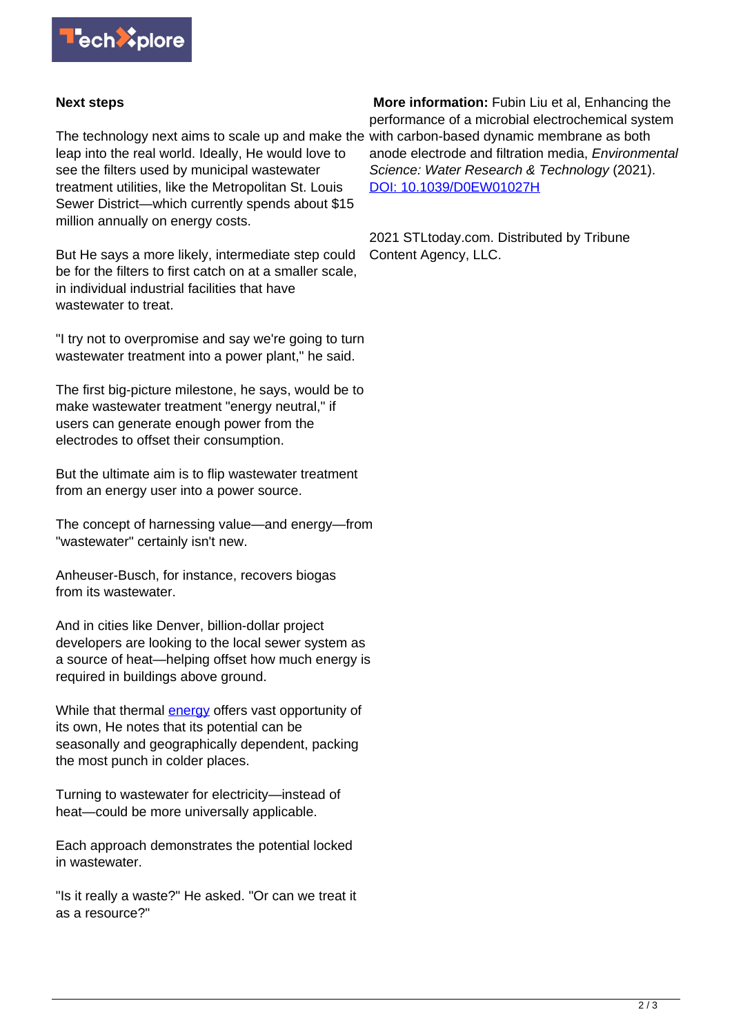## Next steps

The technology next aims to scale up and make the leap into the real world. Ideally, He would love to see the filters used by municipal wastewater treatment utilities, like the Metropolitan St. Louis Sewer District—which currently spends about $15 million annually on energy costs.

But He says a more likely, intermediate step could be for the filters to first catch on at a smaller scale, in individual industrial facilities that have wastewater to treat.

"I try not to overpromise and say we're going to turn wastewater treatment into a power plant," he said.

The first big-picture milestone, he says, would be to make wastewater treatment "energy neutral," if users can generate enough power from the electrodes to offset their consumption.

But the ultimate aim is to flip wastewater treatment from an energy user into a power source.

The concept of harnessing value—and energy—from "wastewater" certainly isn't new.

Anheuser-Busch, for instance, recovers biogas from its wastewater.

And in cities like Denver, billion-dollar project developers are looking to the local sewer system as a source of heat—helping offset how much energy is required in buildings above ground.

While that thermal energy offers vast opportunity of its own, He notes that its potential can be seasonally and geographically dependent, packing the most punch in colder places.

Turning to wastewater for electricity—instead of heat—could be more universally applicable.

Each approach demonstrates the potential locked in wastewater.

"Is it really a waste?" He asked. "Or can we treat it as a resource?"

**More information:** Fubin Liu et al, Enhancing the performance of a microbial electrochemical system with carbon-based dynamic membrane as both anode electrode and filtration media, *Environmental Science: Water Research & Technology* (2021). DOI: 10.1039/D0EW01027H

2021 STLtoday.com. Distributed by Tribune Content Agency, LLC.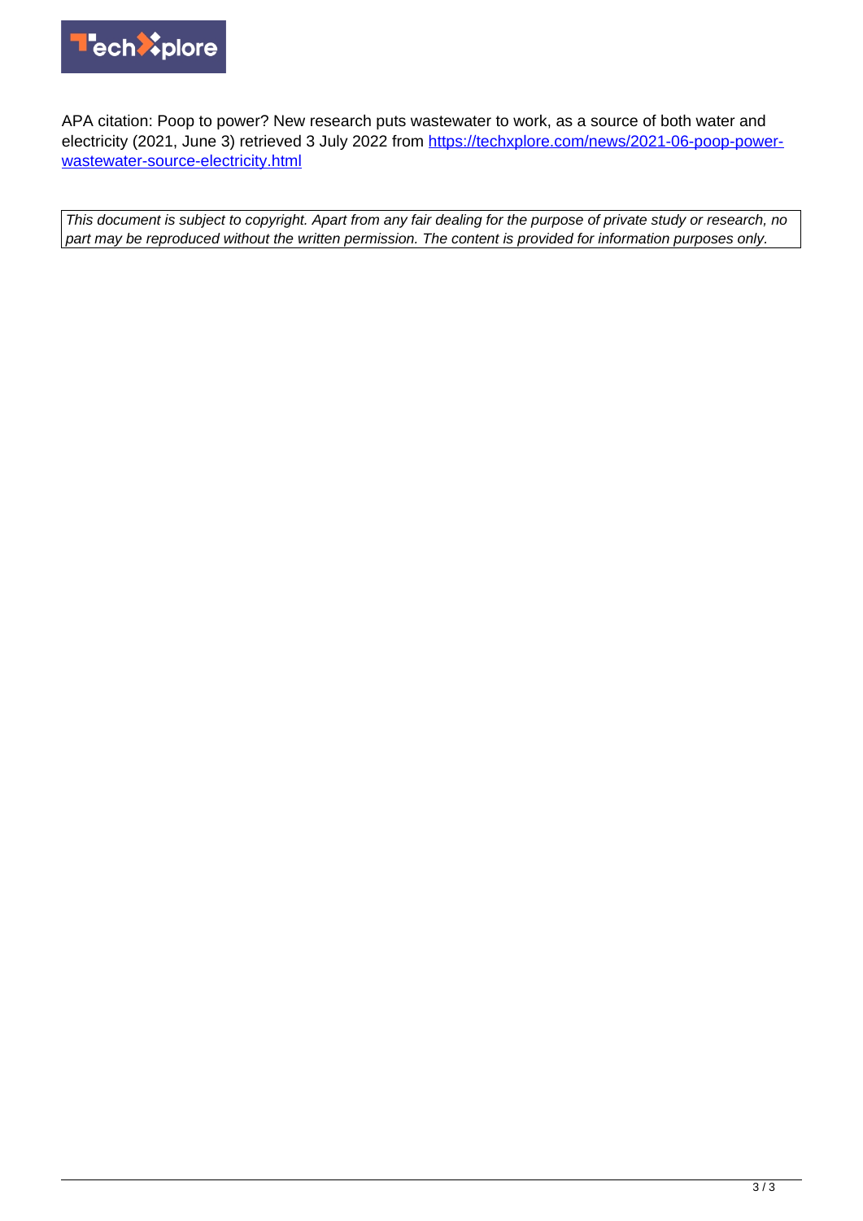APA citation: Poop to power? New research puts wastewater to work, as a source of both water and electricity (2021, June 3) retrieved 3 July 2022 from https://techxplore.com/news/2021-06-poop-power-wastewater-source-electricity.html

*This document is subject to copyright. Apart from any fair dealing for the purpose of private study or research, no part may be reproduced without the written permission. The content is provided for information purposes only.*